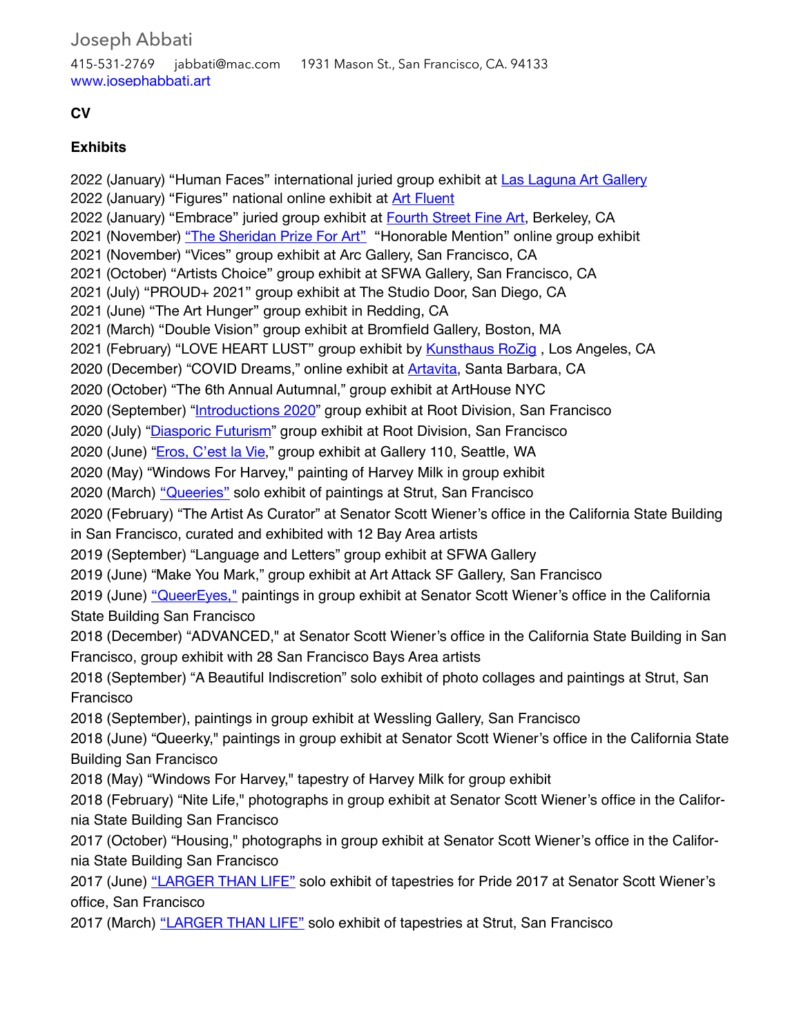# Joseph Abbati

415-531-2769 jabbati@mac.com 1931 Mason St., San Francisco, CA. 94133
www.josephabbati.art

**CV**

**Exhibits**

2022 (January) "Human Faces" international juried group exhibit at Las Laguna Art Gallery
2022 (January) "Figures" national online exhibit at Art Fluent
2022 (January) "Embrace" juried group exhibit at Fourth Street Fine Art, Berkeley, CA
2021 (November) "The Sheridan Prize For Art" "Honorable Mention" online group exhibit
2021 (November) "Vices" group exhibit at Arc Gallery, San Francisco, CA
2021 (October) "Artists Choice" group exhibit at SFWA Gallery, San Francisco, CA
2021 (July) "PROUD+ 2021" group exhibit at The Studio Door, San Diego, CA
2021 (June) "The Art Hunger" group exhibit in Redding, CA
2021 (March) "Double Vision" group exhibit at Bromfield Gallery, Boston, MA
2021 (February) "LOVE HEART LUST" group exhibit by Kunsthaus RoZig , Los Angeles, CA
2020 (December) "COVID Dreams," online exhibit at Artavita, Santa Barbara, CA
2020 (October) "The 6th Annual Autumnal," group exhibit at ArtHouse NYC
2020 (September) "Introductions 2020" group exhibit at Root Division, San Francisco
2020 (July) "Diasporic Futurism" group exhibit at Root Division, San Francisco
2020 (June) "Eros, C'est la Vie," group exhibit at Gallery 110, Seattle, WA
2020 (May) "Windows For Harvey," painting of Harvey Milk in group exhibit
2020 (March) "Queeries" solo exhibit of paintings at Strut, San Francisco
2020 (February) "The Artist As Curator" at Senator Scott Wiener's office in the California State Building in San Francisco, curated and exhibited with 12 Bay Area artists
2019 (September) "Language and Letters" group exhibit at SFWA Gallery
2019 (June) "Make You Mark," group exhibit at Art Attack SF Gallery, San Francisco
2019 (June) "QueerEyes," paintings in group exhibit at Senator Scott Wiener's office in the California State Building San Francisco
2018 (December) "ADVANCED," at Senator Scott Wiener's office in the California State Building in San Francisco, group exhibit with 28 San Francisco Bays Area artists
2018 (September) "A Beautiful Indiscretion" solo exhibit of photo collages and paintings at Strut, San Francisco
2018 (September), paintings in group exhibit at Wessling Gallery, San Francisco
2018 (June) "Queerky," paintings in group exhibit at Senator Scott Wiener's office in the California State Building San Francisco
2018 (May) "Windows For Harvey," tapestry of Harvey Milk for group exhibit
2018 (February) "Nite Life," photographs in group exhibit at Senator Scott Wiener's office in the California State Building San Francisco
2017 (October) "Housing," photographs in group exhibit at Senator Scott Wiener's office in the California State Building San Francisco
2017 (June) "LARGER THAN LIFE" solo exhibit of tapestries for Pride 2017 at Senator Scott Wiener's office, San Francisco
2017 (March) "LARGER THAN LIFE" solo exhibit of tapestries at Strut, San Francisco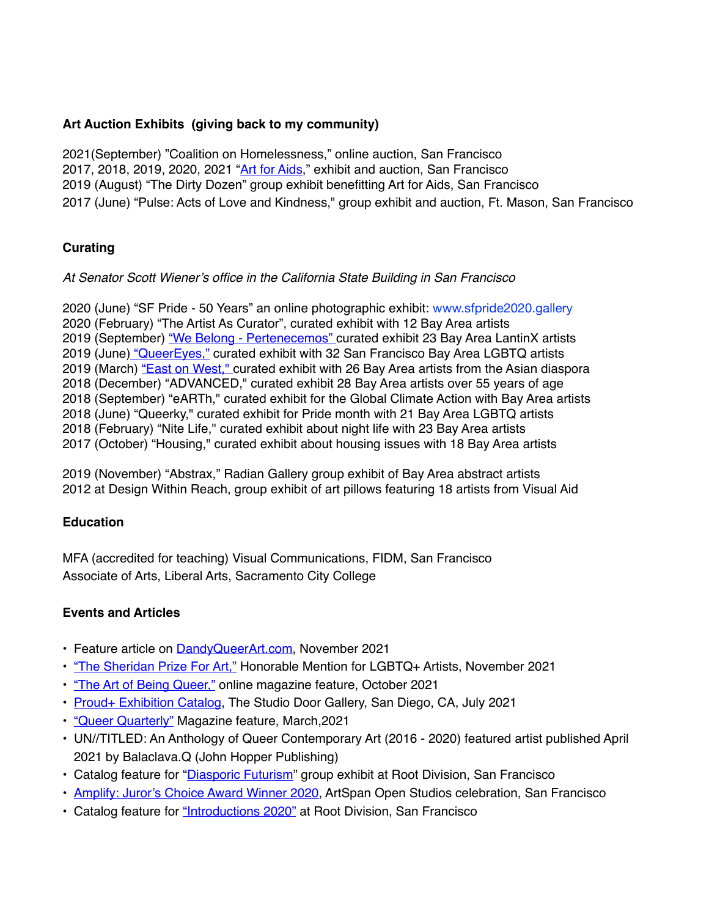**Art Auction Exhibits (giving back to my community)**

2021(September) "Coalition on Homelessness," online auction, San Francisco
2017, 2018, 2019, 2020, 2021 "Art for Aids," exhibit and auction, San Francisco
2019 (August) "The Dirty Dozen" group exhibit benefitting Art for Aids, San Francisco
2017 (June) "Pulse: Acts of Love and Kindness," group exhibit and auction, Ft. Mason, San Francisco

**Curating**

*At Senator Scott Wiener's office in the California State Building in San Francisco*

2020 (June) "SF Pride - 50 Years" an online photographic exhibit: www.sfpride2020.gallery
2020 (February) "The Artist As Curator", curated exhibit with 12 Bay Area artists
2019 (September) "We Belong - Pertenecemos" curated exhibit 23 Bay Area LantinX artists
2019 (June) "QueerEyes," curated exhibit with 32 San Francisco Bay Area LGBTQ artists
2019 (March) "East on West," curated exhibit with 26 Bay Area artists from the Asian diaspora
2018 (December) "ADVANCED," curated exhibit 28 Bay Area artists over 55 years of age
2018 (September) "eARTh," curated exhibit for the Global Climate Action with Bay Area artists
2018 (June) "Queerky," curated exhibit for Pride month with 21 Bay Area LGBTQ artists
2018 (February) "Nite Life," curated exhibit about night life with 23 Bay Area artists
2017 (October) "Housing," curated exhibit about housing issues with 18 Bay Area artists

2019 (November) "Abstrax," Radian Gallery group exhibit of Bay Area abstract artists
2012 at Design Within Reach, group exhibit of art pillows featuring 18 artists from Visual Aid

**Education**

MFA (accredited for teaching) Visual Communications, FIDM, San Francisco
Associate of Arts, Liberal Arts, Sacramento City College

**Events and Articles**

- Feature article on DandyQueerArt.com, November 2021
- "The Sheridan Prize For Art," Honorable Mention for LGBTQ+ Artists, November 2021
- "The Art of Being Queer," online magazine feature, October 2021
- Proud+ Exhibition Catalog, The Studio Door Gallery, San Diego, CA, July 2021
- "Queer Quarterly" Magazine feature, March,2021
- UN//TITLED: An Anthology of Queer Contemporary Art (2016 - 2020) featured artist published April 2021 by Balaclava.Q (John Hopper Publishing)
- Catalog feature for "Diasporic Futurism" group exhibit at Root Division, San Francisco
- Amplify: Juror's Choice Award Winner 2020, ArtSpan Open Studios celebration, San Francisco
- Catalog feature for "Introductions 2020" at Root Division, San Francisco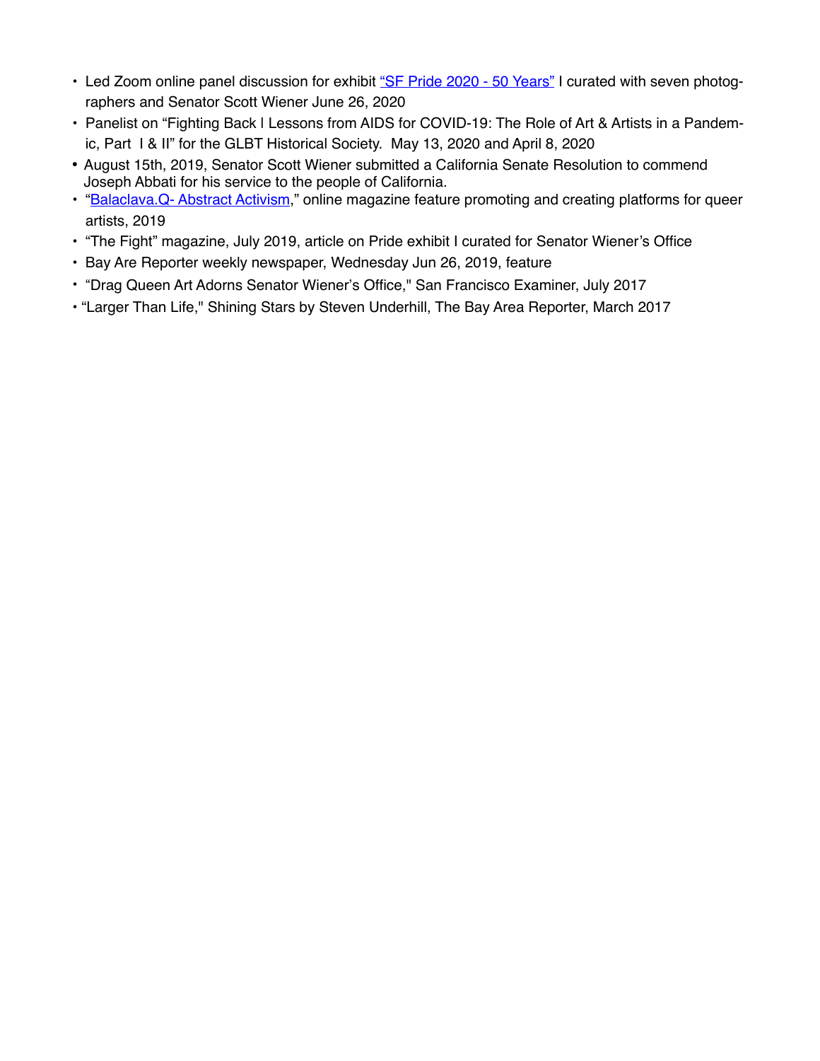- Led Zoom online panel discussion for exhibit "SF Pride 2020 - 50 Years" I curated with seven photographers and Senator Scott Wiener June 26, 2020
- Panelist on "Fighting Back | Lessons from AIDS for COVID-19: The Role of Art & Artists in a Pandemic, Part I & II" for the GLBT Historical Society. May 13, 2020 and April 8, 2020
- August 15th, 2019, Senator Scott Wiener submitted a California Senate Resolution to commend Joseph Abbati for his service to the people of California.
- "Balaclava.Q- Abstract Activism," online magazine feature promoting and creating platforms for queer artists, 2019
- "The Fight" magazine, July 2019, article on Pride exhibit I curated for Senator Wiener's Office
- Bay Are Reporter weekly newspaper, Wednesday Jun 26, 2019, feature
- "Drag Queen Art Adorns Senator Wiener's Office," San Francisco Examiner, July 2017
- "Larger Than Life," Shining Stars by Steven Underhill, The Bay Area Reporter, March 2017